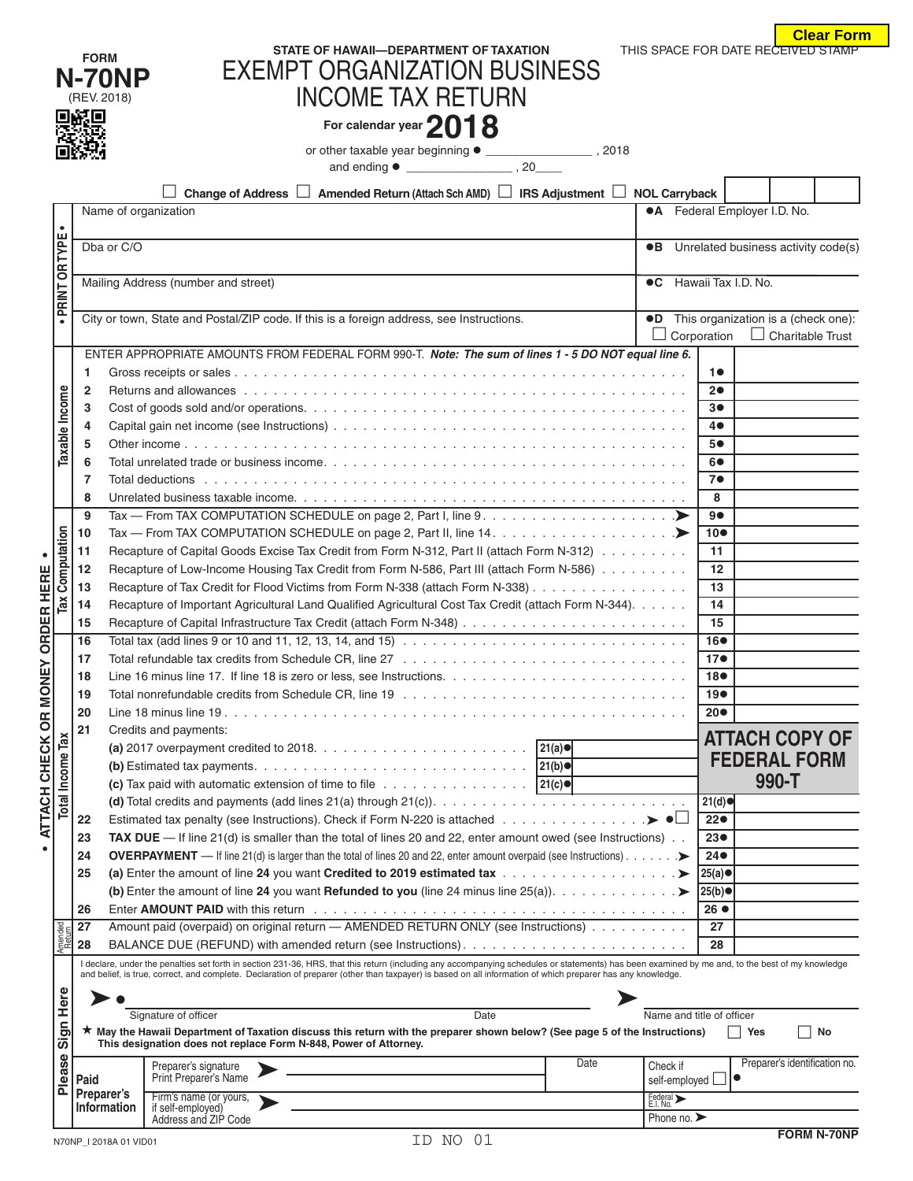FORM **N-70NP** (REV. 2018)

STATE OF HAWAII—DEPARTMENT OF TAXATION

# EXEMPT ORGANIZATION BUSINESS INCOME TAX RETURN

**For calendar year 2018**

or other taxable year beginning ● ________________ , 2018 and ending ● ________________ , 20____

THIS SPACE FOR DATE RECEIVED STAMP

☐ Change of Address ☐ Amended Return (Attach Sch AMD) ☐ IRS Adjustment ☐ NOL Carryback

**• PRINT OR TYPE •**

| | |
|---|---|
| Name of organization | ●A Federal Employer I.D. No. |
| Dba or C/O | ●B Unrelated business activity code(s) |
| Mailing Address (number and street) | ●C Hawaii Tax I.D. No. |
| City or town, State and Postal/ZIP code. If this is a foreign address, see Instructions. | ●D This organization is a (check one): ☐ Corporation ☐ Charitable Trust |

ENTER APPROPRIATE AMOUNTS FROM FEDERAL FORM 990-T. ***Note: The sum of lines 1 - 5 DO NOT equal line 6.***

**Taxable Income**

| Line | Description | Box | Amount |
|---|---|---|---|
| 1 | Gross receipts or sales | 1● | |
| 2 | Returns and allowances | 2● | |
| 3 | Cost of goods sold and/or operations | 3● | |
| 4 | Capital gain net income (see Instructions) | 4● | |
| 5 | Other income | 5● | |
| 6 | Total unrelated trade or business income | 6● | |
| 7 | Total deductions | 7● | |
| 8 | Unrelated business taxable income | 8 | |

**Tax Computation**

| Line | Description | Box | Amount |
|---|---|---|---|
| 9 | Tax — From TAX COMPUTATION SCHEDULE on page 2, Part I, line 9 | 9● | |
| 10 | Tax — From TAX COMPUTATION SCHEDULE on page 2, Part II, line 14 | 10● | |
| 11 | Recapture of Capital Goods Excise Tax Credit from Form N-312, Part II (attach Form N-312) | 11 | |
| 12 | Recapture of Low-Income Housing Tax Credit from Form N-586, Part III (attach Form N-586) | 12 | |
| 13 | Recapture of Tax Credit for Flood Victims from Form N-338 (attach Form N-338) | 13 | |
| 14 | Recapture of Important Agricultural Land Qualified Agricultural Cost Tax Credit (attach Form N-344) | 14 | |
| 15 | Recapture of Capital Infrastructure Tax Credit (attach Form N-348) | 15 | |

**Total Income Tax**

| Line | Description | Box | Amount |
|---|---|---|---|
| 16 | Total tax (add lines 9 or 10 and 11, 12, 13, 14, and 15) | 16● | |
| 17 | Total refundable tax credits from Schedule CR, line 27 | 17● | |
| 18 | Line 16 minus line 17. If line 18 is zero or less, see Instructions. | 18● | |
| 19 | Total nonrefundable credits from Schedule CR, line 19 | 19● | |
| 20 | Line 18 minus line 19 | 20● | |
| 21 | Credits and payments: | | |
| | (a) 2017 overpayment credited to 2018 ... 21(a)● | | |
| | (b) Estimated tax payments ... 21(b)● | | |
| | (c) Tax paid with automatic extension of time to file ... 21(c)● | | |
| | (d) Total credits and payments (add lines 21(a) through 21(c)) | 21(d)● | |
| 22 | Estimated tax penalty (see Instructions). Check if Form N-220 is attached ➤ ●☐ | 22● | |
| 23 | **TAX DUE** — If line 21(d) is smaller than the total of lines 20 and 22, enter amount owed (see Instructions) | 23● | |
| 24 | **OVERPAYMENT** — If line 21(d) is larger than the total of lines 20 and 22, enter amount overpaid (see Instructions) | 24● | |
| 25 | (a) Enter the amount of line **24** you want **Credited to 2019 estimated tax** | 25(a)● | |
| | (b) Enter the amount of line **24** you want **Refunded to you** (line 24 minus line 25(a)) | 25(b)● | |
| 26 | Enter **AMOUNT PAID** with this return | 26 ● | |

**ATTACH COPY OF FEDERAL FORM 990-T**

**Amended Return**

| Line | Description | Box | Amount |
|---|---|---|---|
| 27 | Amount paid (overpaid) on original return — AMENDED RETURN ONLY (see Instructions) | 27 | |
| 28 | BALANCE DUE (REFUND) with amended return (see Instructions) | 28 | |

**• ATTACH CHECK OR MONEY ORDER HERE •**

**Please Sign Here**

I declare, under the penalties set forth in section 231-36, HRS, that this return (including any accompanying schedules or statements) has been examined by me and, to the best of my knowledge and belief, is true, correct, and complete. Declaration of preparer (other than taxpayer) is based on all information of which preparer has any knowledge.

➤ ● ______________________ Signature of officer ______ Date ➤ ______________________ Name and title of officer

★ **May the Hawaii Department of Taxation discuss this return with the preparer shown below? (See page 5 of the Instructions)** ☐ Yes ☐ No
**This designation does not replace Form N-848, Power of Attorney.**

**Paid Preparer's Information**

| | | | |
|---|---|---|---|
| Preparer's signature / Print Preparer's Name ➤ | Date | Check if self-employed ☐ | ● Preparer's identification no. |
| Firm's name (or yours, if self-employed) Address and ZIP Code ➤ | | Federal E.I. No. ➤ | |
| | | Phone no. ➤ | |

N70NP_I 2018A 01 VID01

ID NO 01

FORM N-70NP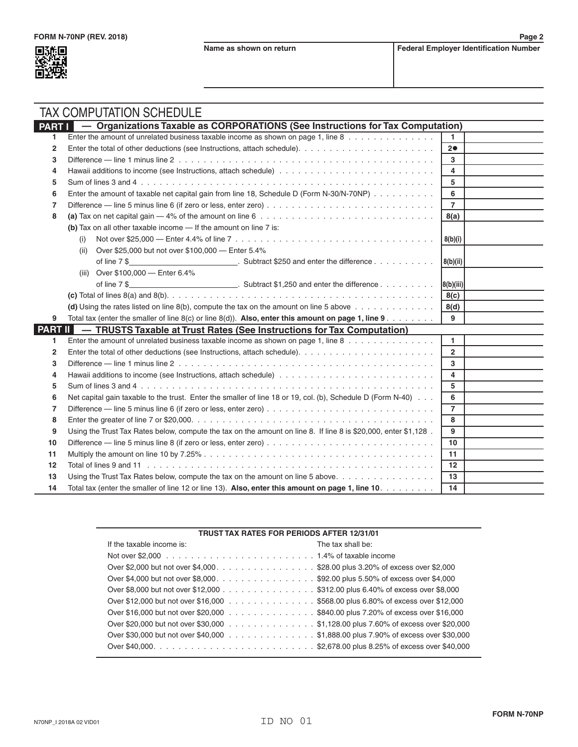FORM N-70NP (REV. 2018)

| Name as shown on return | Federal Employer Identification Number |
|---|---|
| | |

# TAX COMPUTATION SCHEDULE

## PART I — Organizations Taxable as CORPORATIONS (See Instructions for Tax Computation)

| | | | |
|---|---|---|---|
| 1 | Enter the amount of unrelated business taxable income as shown on page 1, line 8 | 1 | |
| 2 | Enter the total of other deductions (see Instructions, attach schedule) | 2● | |
| 3 | Difference — line 1 minus line 2 | 3 | |
| 4 | Hawaii additions to income (see Instructions, attach schedule) | 4 | |
| 5 | Sum of lines 3 and 4 | 5 | |
| 6 | Enter the amount of taxable net capital gain from line 18, Schedule D (Form N-30/N-70NP) | 6 | |
| 7 | Difference — line 5 minus line 6 (if zero or less, enter zero) | 7 | |
| 8 | **(a)** Tax on net capital gain — 4% of the amount on line 6 | 8(a) | |
| | **(b)** Tax on all other taxable income — If the amount on line 7 is: | | |
| | (i) Not over $25,000 — Enter 4.4% of line 7 | 8(b)(i) | |
| | (ii) Over $25,000 but not over $100,000 — Enter 5.4% of line 7 $\_\_\_\_\_\_\_\_\_\_. Subtract $250 and enter the difference | 8(b)(ii) | |
| | (iii) Over $100,000 — Enter 6.4% of line 7 $\_\_\_\_\_\_\_\_\_\_. Subtract $1,250 and enter the difference | 8(b)(iii) | |
| | **(c)** Total of lines 8(a) and 8(b) | 8(c) | |
| | **(d)** Using the rates listed on line 8(b), compute the tax on the amount on line 5 above | 8(d) | |
| 9 | Total tax (enter the smaller of line 8(c) or line 8(d)). **Also, enter this amount on page 1, line 9** | 9 | |

## PART II — TRUSTS Taxable at Trust Rates (See Instructions for Tax Computation)

| | | | |
|---|---|---|---|
| 1 | Enter the amount of unrelated business taxable income as shown on page 1, line 8 | 1 | |
| 2 | Enter the total of other deductions (see Instructions, attach schedule) | 2 | |
| 3 | Difference — line 1 minus line 2 | 3 | |
| 4 | Hawaii additions to income (see Instructions, attach schedule) | 4 | |
| 5 | Sum of lines 3 and 4 | 5 | |
| 6 | Net capital gain taxable to the trust. Enter the smaller of line 18 or 19, col. (b), Schedule D (Form N-40) | 6 | |
| 7 | Difference — line 5 minus line 6 (if zero or less, enter zero) | 7 | |
| 8 | Enter the greater of line 7 or $20,000 | 8 | |
| 9 | Using the Trust Tax Rates below, compute the tax on the amount on line 8. If line 8 is $20,000, enter $1,128 | 9 | |
| 10 | Difference — line 5 minus line 8 (if zero or less, enter zero) | 10 | |
| 11 | Multiply the amount on line 10 by 7.25% | 11 | |
| 12 | Total of lines 9 and 11 | 12 | |
| 13 | Using the Trust Tax Rates below, compute the tax on the amount on line 5 above | 13 | |
| 14 | Total tax (enter the smaller of line 12 or line 13). **Also, enter this amount on page 1, line 10** | 14 | |

**TRUST TAX RATES FOR PERIODS AFTER 12/31/01**

| If the taxable income is: | The tax shall be: |
|---|---|
| Not over $2,000 | 1.4% of taxable income |
| Over $2,000 but not over $4,000 | $28.00 plus 3.20% of excess over $2,000 |
| Over $4,000 but not over $8,000 | $92.00 plus 5.50% of excess over $4,000 |
| Over $8,000 but not over $12,000 | $312.00 plus 6.40% of excess over $8,000 |
| Over $12,000 but not over $16,000 | $568.00 plus 6.80% of excess over $12,000 |
| Over $16,000 but not over $20,000 | $840.00 plus 7.20% of excess over $16,000 |
| Over $20,000 but not over $30,000 | $1,128.00 plus 7.60% of excess over $20,000 |
| Over $30,000 but not over $40,000 | $1,888.00 plus 7.90% of excess over $30,000 |
| Over $40,000 | $2,678.00 plus 8.25% of excess over $40,000 |

N70NP_I 2018A 02 VID01

ID NO 01

FORM N-70NP